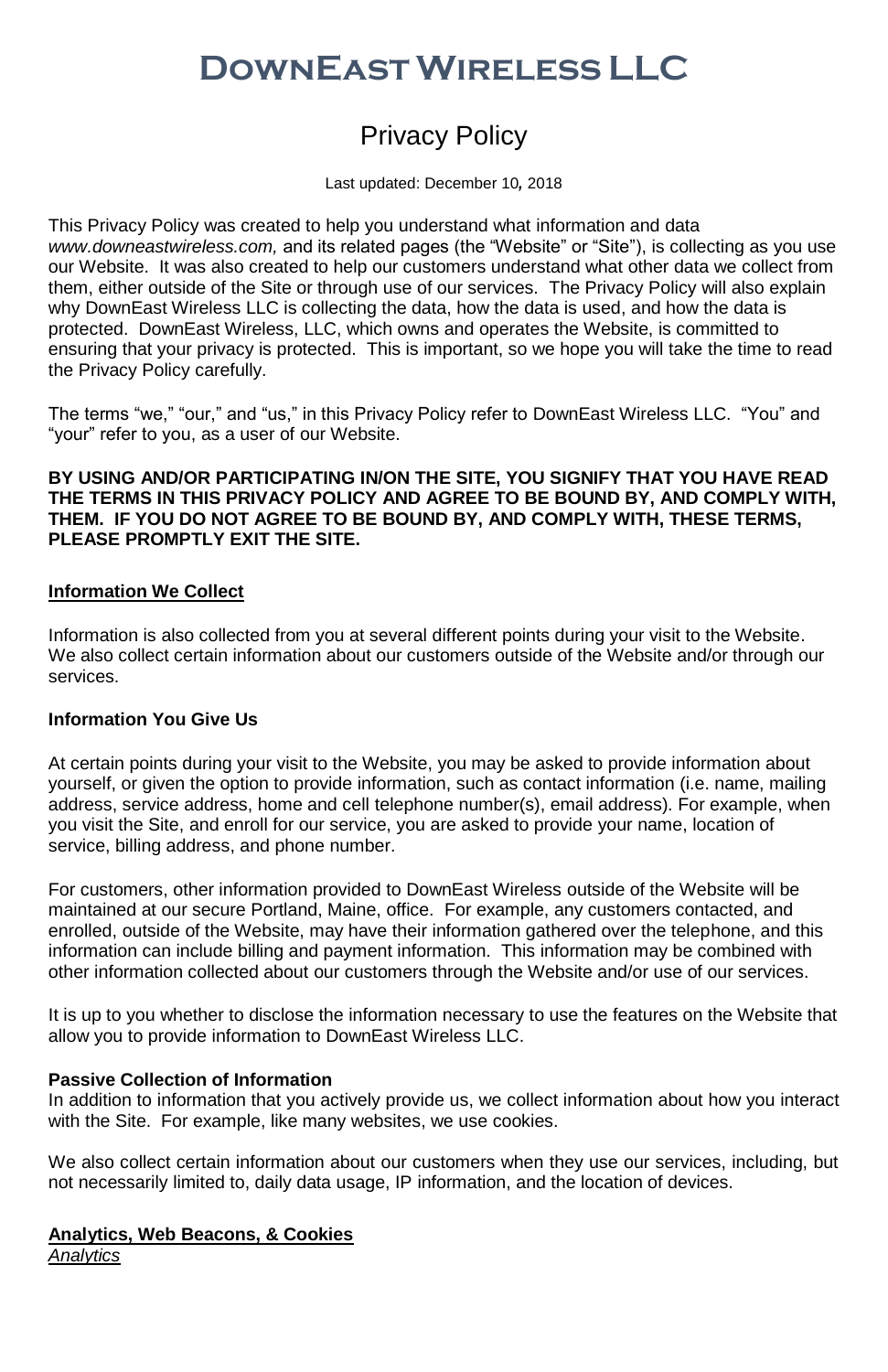# DownEast Wireless LLC

## Privacy Policy

Last updated: December 10*,* 2018

This Privacy Policy was created to help you understand what information and data *www.downeastwireless.com,* and its related pages (the "Website" or "Site"), is collecting as you use our Website. It was also created to help our customers understand what other data we collect from them, either outside of the Site or through use of our services. The Privacy Policy will also explain why DownEast Wireless LLC is collecting the data, how the data is used, and how the data is protected. DownEast Wireless, LLC, which owns and operates the Website, is committed to ensuring that your privacy is protected. This is important, so we hope you will take the time to read the Privacy Policy carefully.

The terms "we," "our," and "us," in this Privacy Policy refer to DownEast Wireless LLC. "You" and "your" refer to you, as a user of our Website.

**BY USING AND/OR PARTICIPATING IN/ON THE SITE, YOU SIGNIFY THAT YOU HAVE READ THE TERMS IN THIS PRIVACY POLICY AND AGREE TO BE BOUND BY, AND COMPLY WITH, THEM. IF YOU DO NOT AGREE TO BE BOUND BY, AND COMPLY WITH, THESE TERMS, PLEASE PROMPTLY EXIT THE SITE.**

### Information We Collect

Information is also collected from you at several different points during your visit to the Website. We also collect certain information about our customers outside of the Website and/or through our services.

#### Information You Give Us

At certain points during your visit to the Website, you may be asked to provide information about yourself, or given the option to provide information, such as contact information (i.e. name, mailing address, service address, home and cell telephone number(s), email address). For example, when you visit the Site, and enroll for our service, you are asked to provide your name, location of service, billing address, and phone number.

For customers, other information provided to DownEast Wireless outside of the Website will be maintained at our secure Portland, Maine, office. For example, any customers contacted, and enrolled, outside of the Website, may have their information gathered over the telephone, and this information can include billing and payment information. This information may be combined with other information collected about our customers through the Website and/or use of our services.

It is up to you whether to disclose the information necessary to use the features on the Website that allow you to provide information to DownEast Wireless LLC.

#### Passive Collection of Information

In addition to information that you actively provide us, we collect information about how you interact with the Site. For example, like many websites, we use cookies.

We also collect certain information about our customers when they use our services, including, but not necessarily limited to, daily data usage, IP information, and the location of devices.

### Analytics, Web Beacons, & Cookies

*Analytics*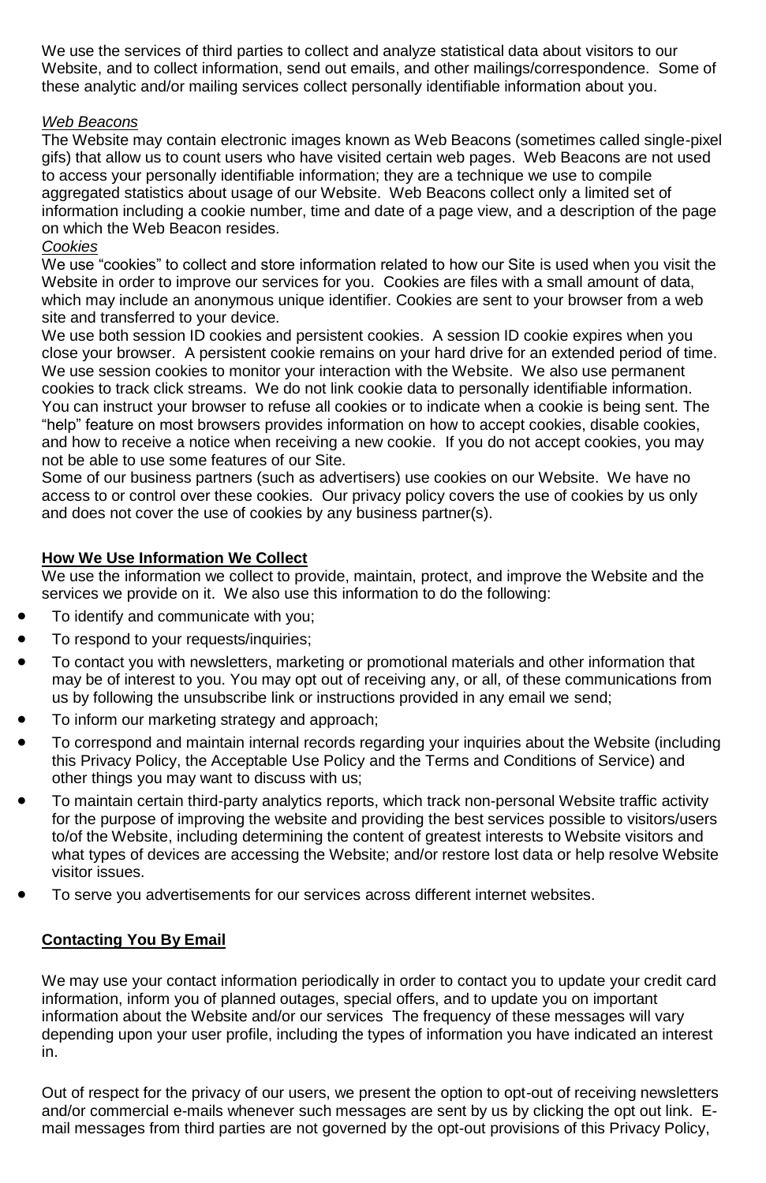We use the services of third parties to collect and analyze statistical data about visitors to our Website, and to collect information, send out emails, and other mailings/correspondence. Some of these analytic and/or mailing services collect personally identifiable information about you.

*Web Beacons*

The Website may contain electronic images known as Web Beacons (sometimes called single-pixel gifs) that allow us to count users who have visited certain web pages. Web Beacons are not used to access your personally identifiable information; they are a technique we use to compile aggregated statistics about usage of our Website. Web Beacons collect only a limited set of information including a cookie number, time and date of a page view, and a description of the page on which the Web Beacon resides.

*Cookies*

We use "cookies" to collect and store information related to how our Site is used when you visit the Website in order to improve our services for you. Cookies are files with a small amount of data, which may include an anonymous unique identifier. Cookies are sent to your browser from a web site and transferred to your device.

We use both session ID cookies and persistent cookies. A session ID cookie expires when you close your browser. A persistent cookie remains on your hard drive for an extended period of time. We use session cookies to monitor your interaction with the Website. We also use permanent cookies to track click streams. We do not link cookie data to personally identifiable information. You can instruct your browser to refuse all cookies or to indicate when a cookie is being sent. The "help" feature on most browsers provides information on how to accept cookies, disable cookies, and how to receive a notice when receiving a new cookie. If you do not accept cookies, you may not be able to use some features of our Site.

Some of our business partners (such as advertisers) use cookies on our Website. We have no access to or control over these cookies. Our privacy policy covers the use of cookies by us only and does not cover the use of cookies by any business partner(s).

**How We Use Information We Collect**

We use the information we collect to provide, maintain, protect, and improve the Website and the services we provide on it. We also use this information to do the following:

- To identify and communicate with you;
- To respond to your requests/inquiries;
- To contact you with newsletters, marketing or promotional materials and other information that may be of interest to you. You may opt out of receiving any, or all, of these communications from us by following the unsubscribe link or instructions provided in any email we send;
- To inform our marketing strategy and approach;
- To correspond and maintain internal records regarding your inquiries about the Website (including this Privacy Policy, the Acceptable Use Policy and the Terms and Conditions of Service) and other things you may want to discuss with us;
- To maintain certain third-party analytics reports, which track non-personal Website traffic activity for the purpose of improving the website and providing the best services possible to visitors/users to/of the Website, including determining the content of greatest interests to Website visitors and what types of devices are accessing the Website; and/or restore lost data or help resolve Website visitor issues.
- To serve you advertisements for our services across different internet websites.

**Contacting You By Email**

We may use your contact information periodically in order to contact you to update your credit card information, inform you of planned outages, special offers, and to update you on important information about the Website and/or our services The frequency of these messages will vary depending upon your user profile, including the types of information you have indicated an interest in.

Out of respect for the privacy of our users, we present the option to opt-out of receiving newsletters and/or commercial e-mails whenever such messages are sent by us by clicking the opt out link. E-mail messages from third parties are not governed by the opt-out provisions of this Privacy Policy,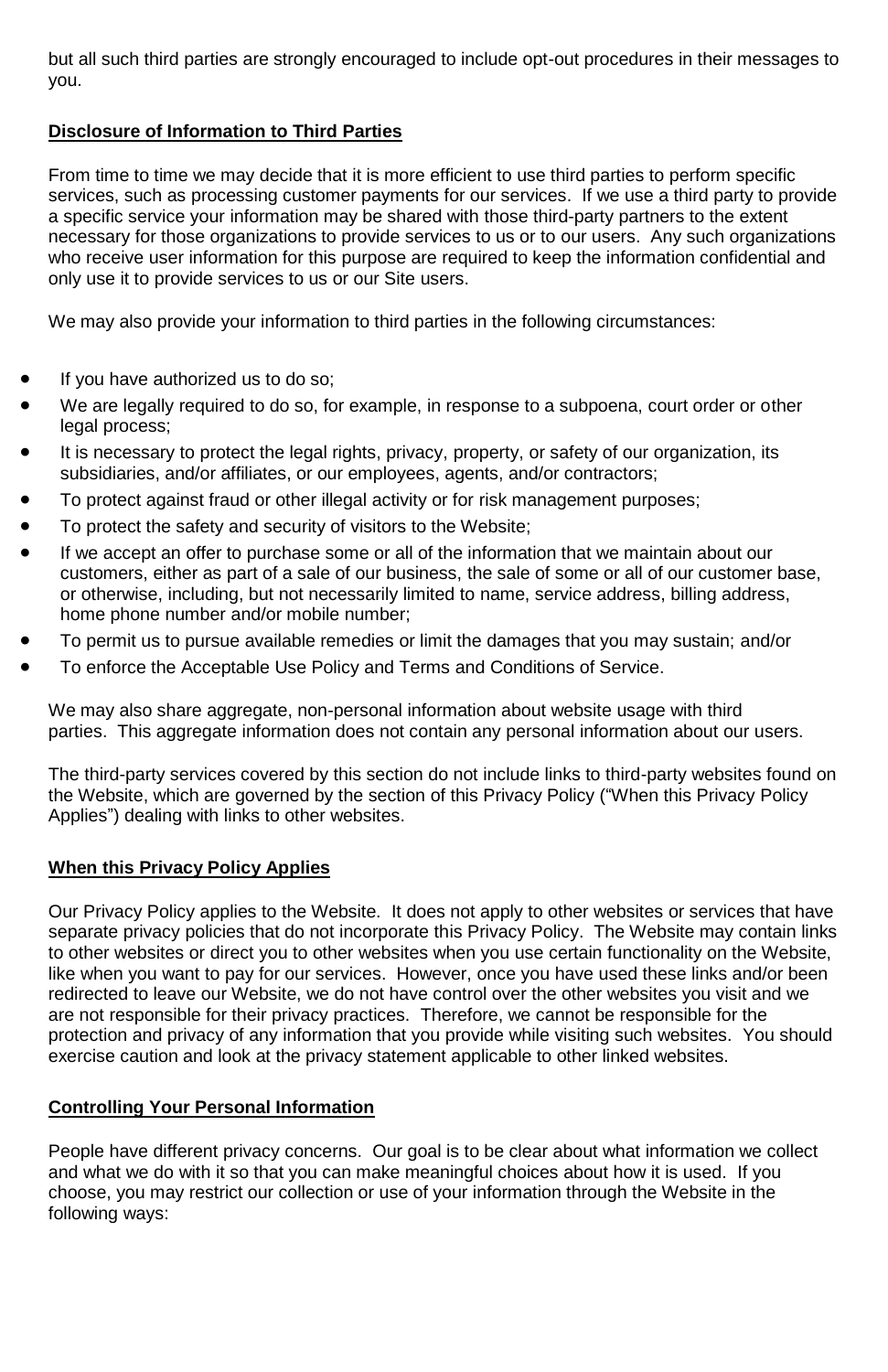but all such third parties are strongly encouraged to include opt-out procedures in their messages to you.

**Disclosure of Information to Third Parties**

From time to time we may decide that it is more efficient to use third parties to perform specific services, such as processing customer payments for our services. If we use a third party to provide a specific service your information may be shared with those third-party partners to the extent necessary for those organizations to provide services to us or to our users. Any such organizations who receive user information for this purpose are required to keep the information confidential and only use it to provide services to us or our Site users.

We may also provide your information to third parties in the following circumstances:

- If you have authorized us to do so;
- We are legally required to do so, for example, in response to a subpoena, court order or other legal process;
- It is necessary to protect the legal rights, privacy, property, or safety of our organization, its subsidiaries, and/or affiliates, or our employees, agents, and/or contractors;
- To protect against fraud or other illegal activity or for risk management purposes;
- To protect the safety and security of visitors to the Website;
- If we accept an offer to purchase some or all of the information that we maintain about our customers, either as part of a sale of our business, the sale of some or all of our customer base, or otherwise, including, but not necessarily limited to name, service address, billing address, home phone number and/or mobile number;
- To permit us to pursue available remedies or limit the damages that you may sustain; and/or
- To enforce the Acceptable Use Policy and Terms and Conditions of Service.

We may also share aggregate, non-personal information about website usage with third parties. This aggregate information does not contain any personal information about our users.

The third-party services covered by this section do not include links to third-party websites found on the Website, which are governed by the section of this Privacy Policy ("When this Privacy Policy Applies") dealing with links to other websites.

**When this Privacy Policy Applies**

Our Privacy Policy applies to the Website. It does not apply to other websites or services that have separate privacy policies that do not incorporate this Privacy Policy. The Website may contain links to other websites or direct you to other websites when you use certain functionality on the Website, like when you want to pay for our services. However, once you have used these links and/or been redirected to leave our Website, we do not have control over the other websites you visit and we are not responsible for their privacy practices. Therefore, we cannot be responsible for the protection and privacy of any information that you provide while visiting such websites. You should exercise caution and look at the privacy statement applicable to other linked websites.

**Controlling Your Personal Information**

People have different privacy concerns. Our goal is to be clear about what information we collect and what we do with it so that you can make meaningful choices about how it is used. If you choose, you may restrict our collection or use of your information through the Website in the following ways: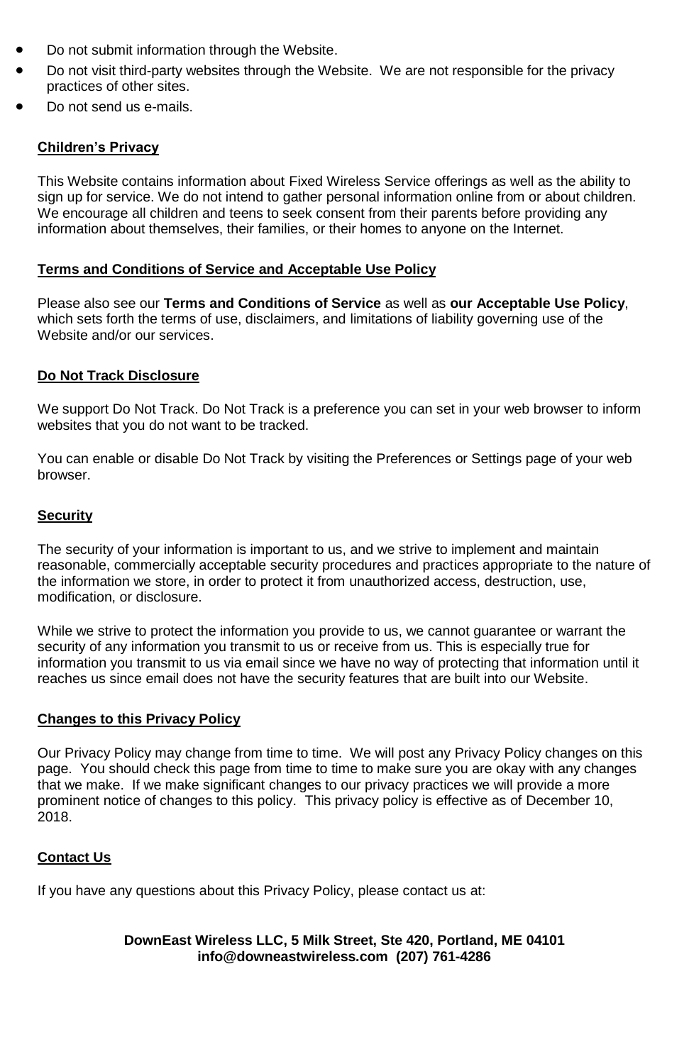- Do not submit information through the Website.
- Do not visit third-party websites through the Website. We are not responsible for the privacy practices of other sites.
- Do not send us e-mails.

## Children's Privacy

This Website contains information about Fixed Wireless Service offerings as well as the ability to sign up for service. We do not intend to gather personal information online from or about children. We encourage all children and teens to seek consent from their parents before providing any information about themselves, their families, or their homes to anyone on the Internet.

## Terms and Conditions of Service and Acceptable Use Policy

Please also see our **Terms and Conditions of Service** as well as **our Acceptable Use Policy**, which sets forth the terms of use, disclaimers, and limitations of liability governing use of the Website and/or our services.

## Do Not Track Disclosure

We support Do Not Track. Do Not Track is a preference you can set in your web browser to inform websites that you do not want to be tracked.

You can enable or disable Do Not Track by visiting the Preferences or Settings page of your web browser.

## Security

The security of your information is important to us, and we strive to implement and maintain reasonable, commercially acceptable security procedures and practices appropriate to the nature of the information we store, in order to protect it from unauthorized access, destruction, use, modification, or disclosure.

While we strive to protect the information you provide to us, we cannot guarantee or warrant the security of any information you transmit to us or receive from us. This is especially true for information you transmit to us via email since we have no way of protecting that information until it reaches us since email does not have the security features that are built into our Website.

## Changes to this Privacy Policy

Our Privacy Policy may change from time to time. We will post any Privacy Policy changes on this page. You should check this page from time to time to make sure you are okay with any changes that we make. If we make significant changes to our privacy practices we will provide a more prominent notice of changes to this policy. This privacy policy is effective as of December 10, 2018.

## Contact Us

If you have any questions about this Privacy Policy, please contact us at:

**DownEast Wireless LLC, 5 Milk Street, Ste 420, Portland, ME 04101**
**info@downeastwireless.com (207) 761-4286**